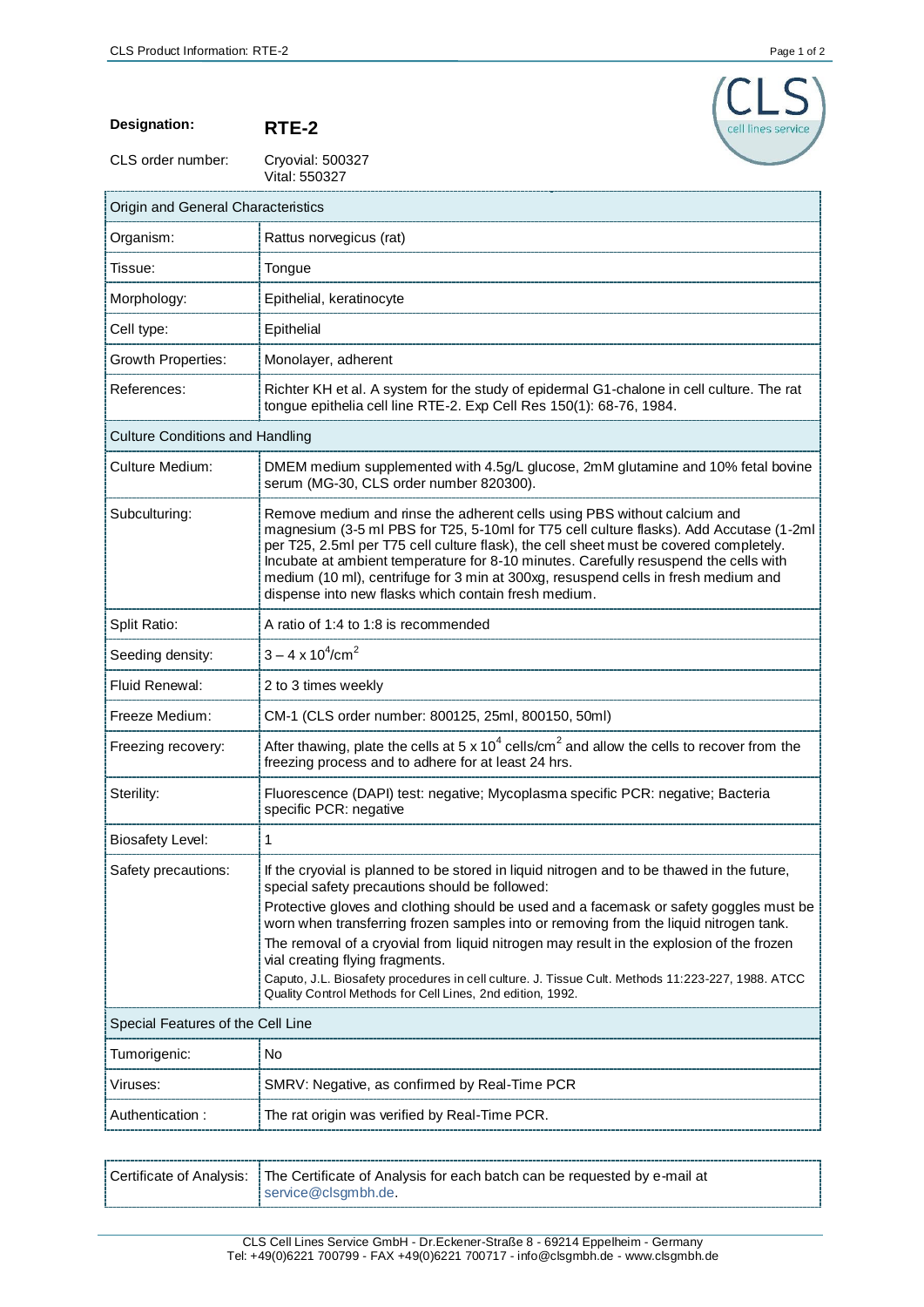**Designation:** **RTE-2**

CLS order number: Cryovial: 500327
Vital: 550327

| Origin and General Characteristics | |
|---|---|
| Organism: | Rattus norvegicus (rat) |
| Tissue: | Tongue |
| Morphology: | Epithelial, keratinocyte |
| Cell type: | Epithelial |
| Growth Properties: | Monolayer, adherent |
| References: | Richter KH et al. A system for the study of epidermal G1-chalone in cell culture. The rat tongue epithelia cell line RTE-2. Exp Cell Res 150(1): 68-76, 1984. |
| **Culture Conditions and Handling** | |
| Culture Medium: | DMEM medium supplemented with 4.5g/L glucose, 2mM glutamine and 10% fetal bovine serum (MG-30, CLS order number 820300). |
| Subculturing: | Remove medium and rinse the adherent cells using PBS without calcium and magnesium (3-5 ml PBS for T25, 5-10ml for T75 cell culture flasks). Add Accutase (1-2ml per T25, 2.5ml per T75 cell culture flask), the cell sheet must be covered completely. Incubate at ambient temperature for 8-10 minutes. Carefully resuspend the cells with medium (10 ml), centrifuge for 3 min at 300xg, resuspend cells in fresh medium and dispense into new flasks which contain fresh medium. |
| Split Ratio: | A ratio of 1:4 to 1:8 is recommended |
| Seeding density: | $3 – 4 \times 10^4/cm^2$ |
| Fluid Renewal: | 2 to 3 times weekly |
| Freeze Medium: | CM-1 (CLS order number: 800125, 25ml, 800150, 50ml) |
| Freezing recovery: | After thawing, plate the cells at $5 \times 10^4$ cells/$cm^2$ and allow the cells to recover from the freezing process and to adhere for at least 24 hrs. |
| Sterility: | Fluorescence (DAPI) test: negative; Mycoplasma specific PCR: negative; Bacteria specific PCR: negative |
| Biosafety Level: | 1 |
| Safety precautions: | If the cryovial is planned to be stored in liquid nitrogen and to be thawed in the future, special safety precautions should be followed: Protective gloves and clothing should be used and a facemask or safety goggles must be worn when transferring frozen samples into or removing from the liquid nitrogen tank. The removal of a cryovial from liquid nitrogen may result in the explosion of the frozen vial creating flying fragments. Caputo, J.L. Biosafety procedures in cell culture. J. Tissue Cult. Methods 11:223-227, 1988. ATCC Quality Control Methods for Cell Lines, 2nd edition, 1992. |
| **Special Features of the Cell Line** | |
| Tumorigenic: | No |
| Viruses: | SMRV: Negative, as confirmed by Real-Time PCR |
| Authentication : | The rat origin was verified by Real-Time PCR. |

| Certificate of Analysis: | The Certificate of Analysis for each batch can be requested by e-mail at service@clsgmbh.de. |
|---|---|

CLS Cell Lines Service GmbH - Dr.Eckener-Straße 8 - 69214 Eppelheim - Germany
Tel: +49(0)6221 700799 - FAX +49(0)6221 700717 - info@clsgmbh.de - www.clsgmbh.de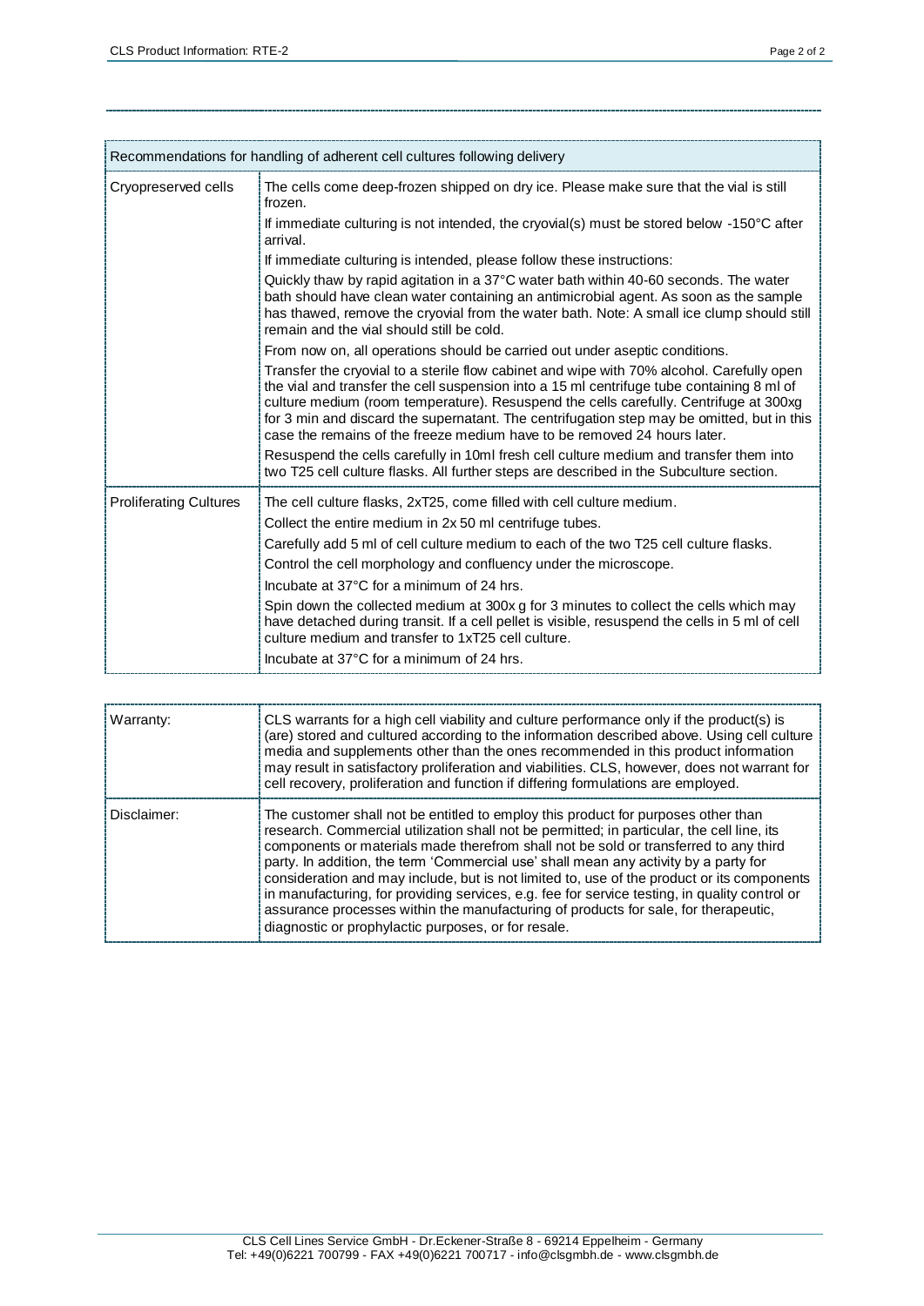| Recommendations for handling of adherent cell cultures following delivery | |
|---|---|
| Cryopreserved cells | The cells come deep-frozen shipped on dry ice. Please make sure that the vial is still frozen.<br>If immediate culturing is not intended, the cryovial(s) must be stored below -150°C after arrival.<br>If immediate culturing is intended, please follow these instructions:<br>Quickly thaw by rapid agitation in a 37°C water bath within 40-60 seconds. The water bath should have clean water containing an antimicrobial agent. As soon as the sample has thawed, remove the cryovial from the water bath. Note: A small ice clump should still remain and the vial should still be cold.<br>From now on, all operations should be carried out under aseptic conditions.<br>Transfer the cryovial to a sterile flow cabinet and wipe with 70% alcohol. Carefully open the vial and transfer the cell suspension into a 15 ml centrifuge tube containing 8 ml of culture medium (room temperature). Resuspend the cells carefully. Centrifuge at 300xg for 3 min and discard the supernatant. The centrifugation step may be omitted, but in this case the remains of the freeze medium have to be removed 24 hours later.<br>Resuspend the cells carefully in 10ml fresh cell culture medium and transfer them into two T25 cell culture flasks. All further steps are described in the Subculture section. |
| Proliferating Cultures | The cell culture flasks, 2xT25, come filled with cell culture medium.<br>Collect the entire medium in 2x 50 ml centrifuge tubes.<br>Carefully add 5 ml of cell culture medium to each of the two T25 cell culture flasks.<br>Control the cell morphology and confluency under the microscope.<br>Incubate at 37°C for a minimum of 24 hrs.<br>Spin down the collected medium at 300x g for 3 minutes to collect the cells which may have detached during transit. If a cell pellet is visible, resuspend the cells in 5 ml of cell culture medium and transfer to 1xT25 cell culture.<br>Incubate at 37°C for a minimum of 24 hrs. |

| | |
|---|---|
| Warranty: | CLS warrants for a high cell viability and culture performance only if the product(s) is (are) stored and cultured according to the information described above. Using cell culture media and supplements other than the ones recommended in this product information may result in satisfactory proliferation and viabilities. CLS, however, does not warrant for cell recovery, proliferation and function if differing formulations are employed. |
| Disclaimer: | The customer shall not be entitled to employ this product for purposes other than research. Commercial utilization shall not be permitted; in particular, the cell line, its components or materials made therefrom shall not be sold or transferred to any third party. In addition, the term 'Commercial use' shall mean any activity by a party for consideration and may include, but is not limited to, use of the product or its components in manufacturing, for providing services, e.g. fee for service testing, in quality control or assurance processes within the manufacturing of products for sale, for therapeutic, diagnostic or prophylactic purposes, or for resale. |